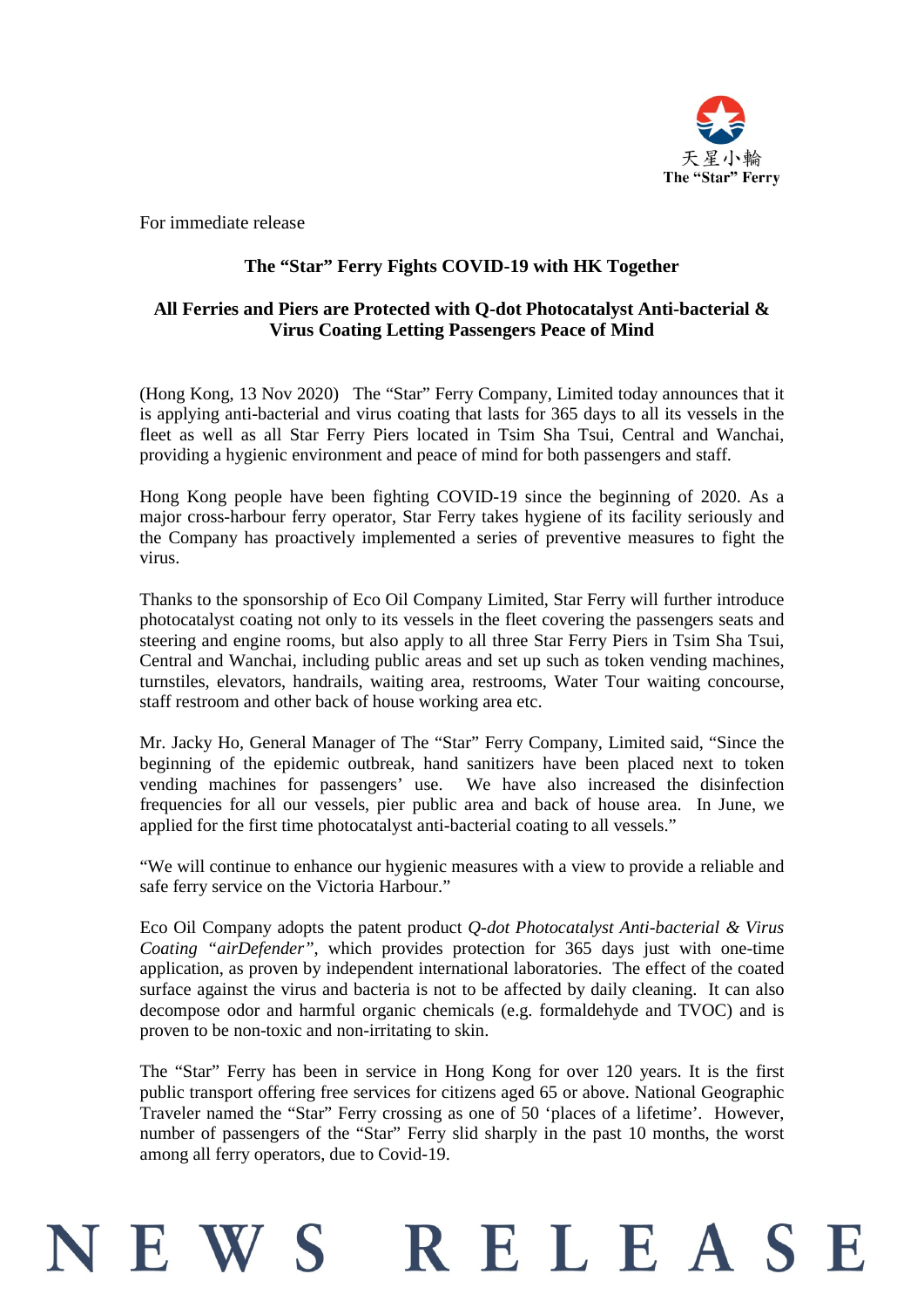天星小輪
The "Star" Ferry

For immediate release

## The "Star" Ferry Fights COVID-19 with HK Together

### All Ferries and Piers are Protected with Q-dot Photocatalyst Anti-bacterial & Virus Coating Letting Passengers Peace of Mind

(Hong Kong, 13 Nov 2020) The "Star" Ferry Company, Limited today announces that it is applying anti-bacterial and virus coating that lasts for 365 days to all its vessels in the fleet as well as all Star Ferry Piers located in Tsim Sha Tsui, Central and Wanchai, providing a hygienic environment and peace of mind for both passengers and staff.

Hong Kong people have been fighting COVID-19 since the beginning of 2020. As a major cross-harbour ferry operator, Star Ferry takes hygiene of its facility seriously and the Company has proactively implemented a series of preventive measures to fight the virus.

Thanks to the sponsorship of Eco Oil Company Limited, Star Ferry will further introduce photocatalyst coating not only to its vessels in the fleet covering the passengers seats and steering and engine rooms, but also apply to all three Star Ferry Piers in Tsim Sha Tsui, Central and Wanchai, including public areas and set up such as token vending machines, turnstiles, elevators, handrails, waiting area, restrooms, Water Tour waiting concourse, staff restroom and other back of house working area etc.

Mr. Jacky Ho, General Manager of The "Star" Ferry Company, Limited said, "Since the beginning of the epidemic outbreak, hand sanitizers have been placed next to token vending machines for passengers' use. We have also increased the disinfection frequencies for all our vessels, pier public area and back of house area. In June, we applied for the first time photocatalyst anti-bacterial coating to all vessels."

"We will continue to enhance our hygienic measures with a view to provide a reliable and safe ferry service on the Victoria Harbour."

Eco Oil Company adopts the patent product *Q-dot Photocatalyst Anti-bacterial & Virus Coating "airDefender"*, which provides protection for 365 days just with one-time application, as proven by independent international laboratories. The effect of the coated surface against the virus and bacteria is not to be affected by daily cleaning. It can also decompose odor and harmful organic chemicals (e.g. formaldehyde and TVOC) and is proven to be non-toxic and non-irritating to skin.

The "Star" Ferry has been in service in Hong Kong for over 120 years. It is the first public transport offering free services for citizens aged 65 or above. National Geographic Traveler named the "Star" Ferry crossing as one of 50 'places of a lifetime'. However, number of passengers of the "Star" Ferry slid sharply in the past 10 months, the worst among all ferry operators, due to Covid-19.

NEWS RELEASE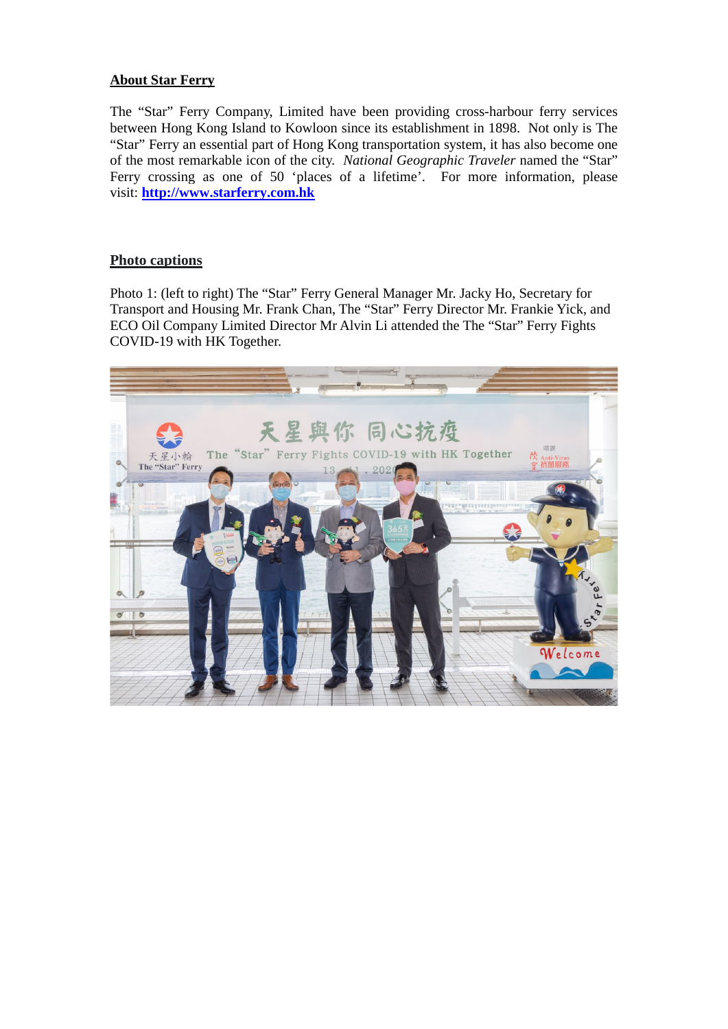**About Star Ferry**

The "Star" Ferry Company, Limited have been providing cross-harbour ferry services between Hong Kong Island to Kowloon since its establishment in 1898. Not only is The "Star" Ferry an essential part of Hong Kong transportation system, it has also become one of the most remarkable icon of the city. *National Geographic Traveler* named the "Star" Ferry crossing as one of 50 'places of a lifetime'. For more information, please visit: **http://www.starferry.com.hk**

**Photo captions**

Photo 1: (left to right) The "Star" Ferry General Manager Mr. Jacky Ho, Secretary for Transport and Housing Mr. Frank Chan, The "Star" Ferry Director Mr. Frankie Yick, and ECO Oil Company Limited Director Mr Alvin Li attended the The "Star" Ferry Fights COVID-19 with HK Together.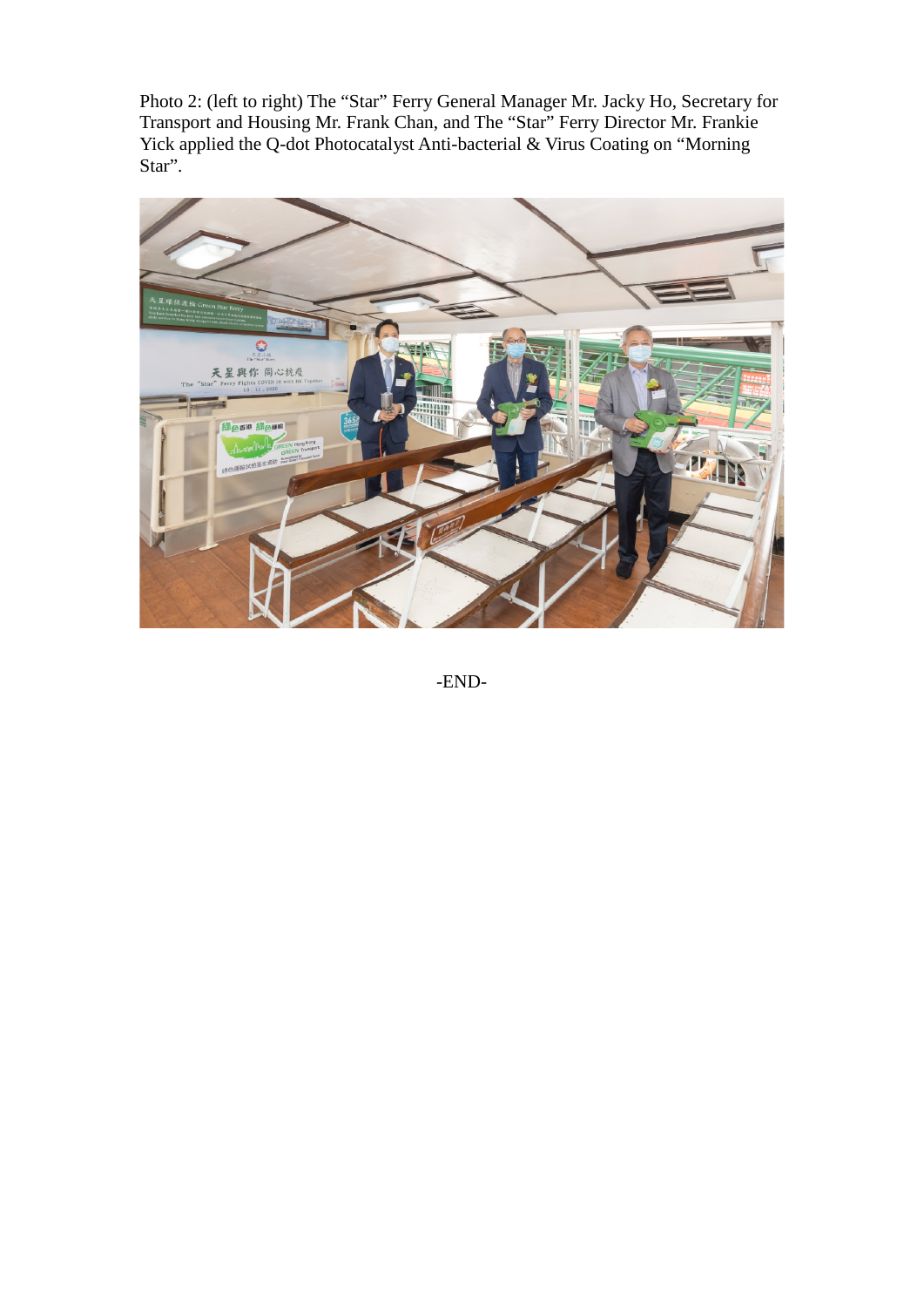Photo 2: (left to right) The “Star” Ferry General Manager Mr. Jacky Ho, Secretary for Transport and Housing Mr. Frank Chan, and The “Star” Ferry Director Mr. Frankie Yick applied the Q-dot Photocatalyst Anti-bacterial & Virus Coating on “Morning Star”.

-END-